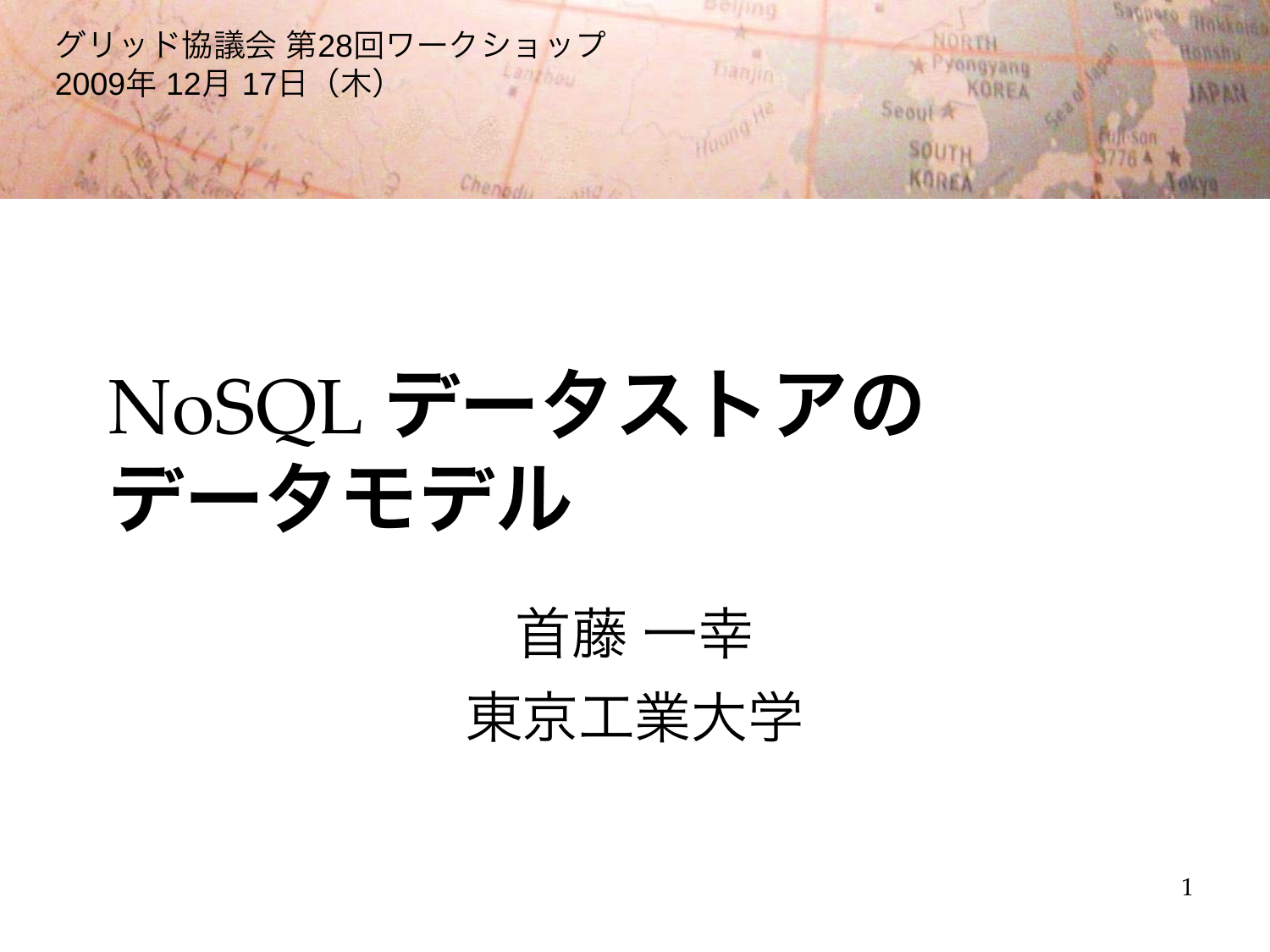グリッド協議会 第28回ワークショップ
2009年 12月 17日（木）

# NoSQL データストアのデータモデル

首藤 一幸

東京工業大学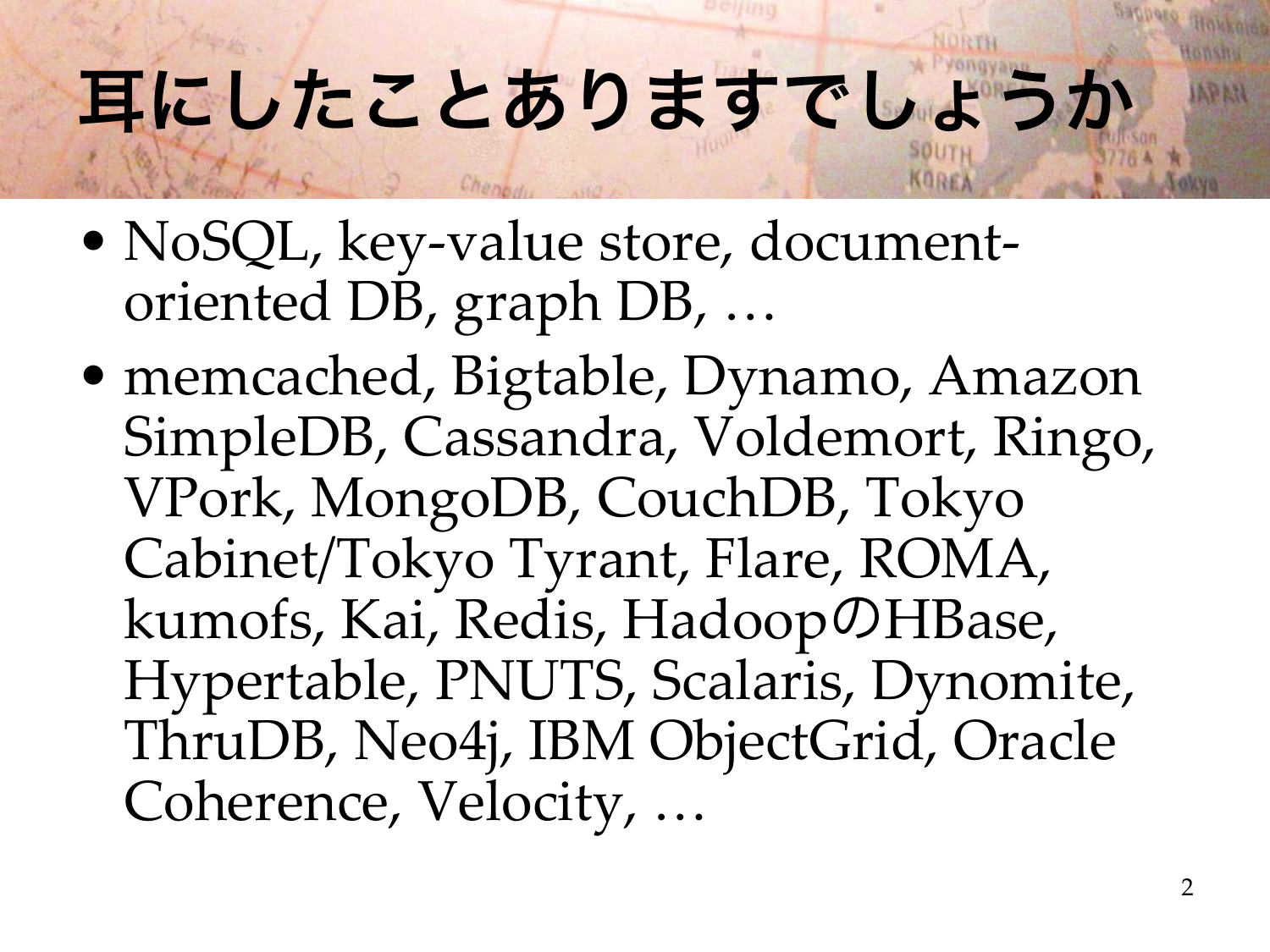# 耳にしたことありますでしょうか

- NoSQL, key-value store, document-oriented DB, graph DB, …
- memcached, Bigtable, Dynamo, Amazon SimpleDB, Cassandra, Voldemort, Ringo, VPork, MongoDB, CouchDB, Tokyo Cabinet/Tokyo Tyrant, Flare, ROMA, kumofs, Kai, Redis, HadoopのHBase, Hypertable, PNUTS, Scalaris, Dynomite, ThruDB, Neo4j, IBM ObjectGrid, Oracle Coherence, Velocity, …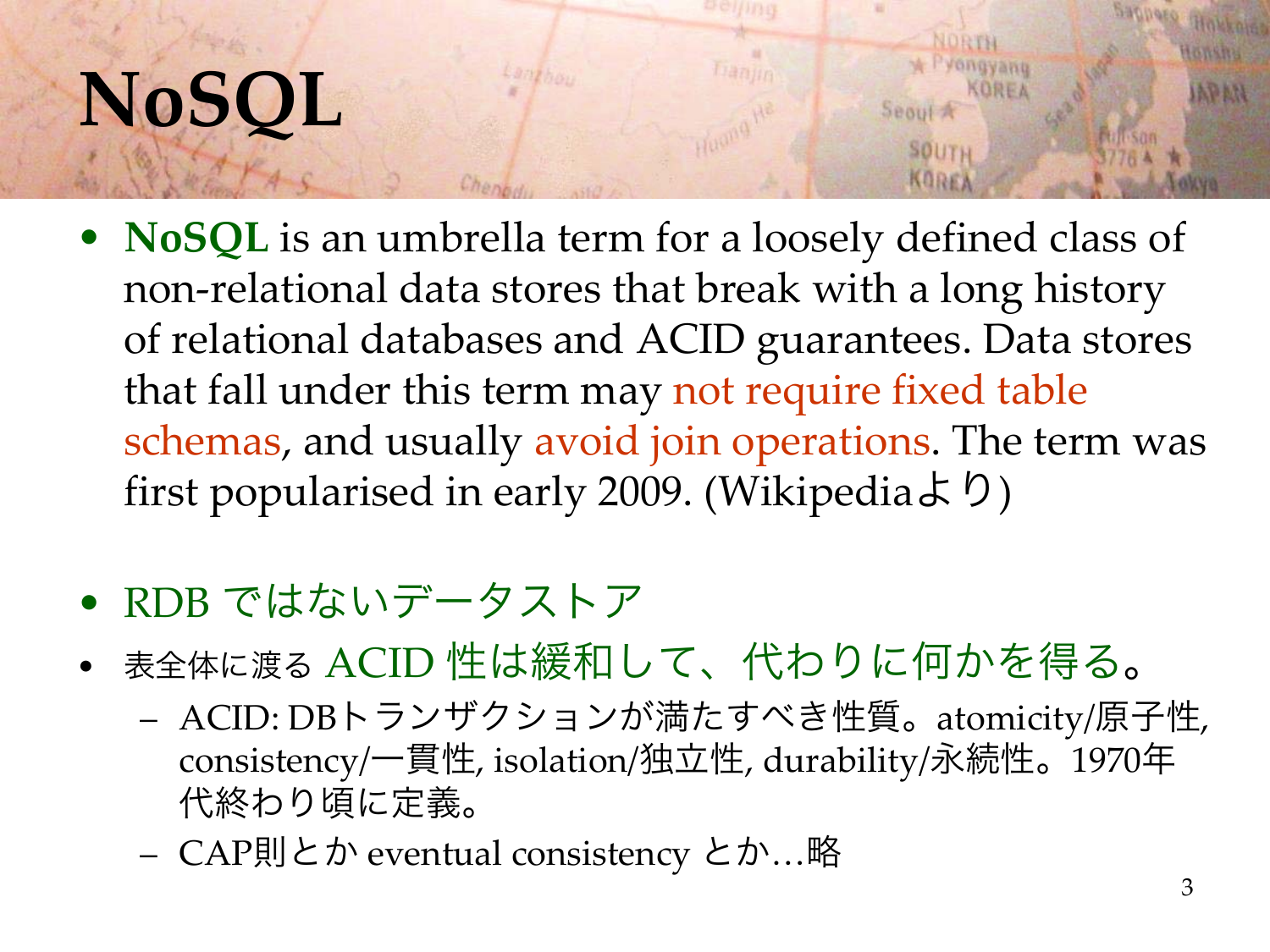# NoSQL

- **NoSQL** is an umbrella term for a loosely defined class of non-relational data stores that break with a long history of relational databases and ACID guarantees. Data stores that fall under this term may not require fixed table schemas, and usually avoid join operations. The term was first popularised in early 2009. (Wikipediaより)

- RDB ではないデータストア
- 表全体に渡る ACID 性は緩和して、代わりに何かを得る。
  - ACID: DBトランザクションが満たすべき性質。atomicity/原子性, consistency/一貫性, isolation/独立性, durability/永続性。1970年代終わり頃に定義。
  - CAP則とか eventual consistency とか…略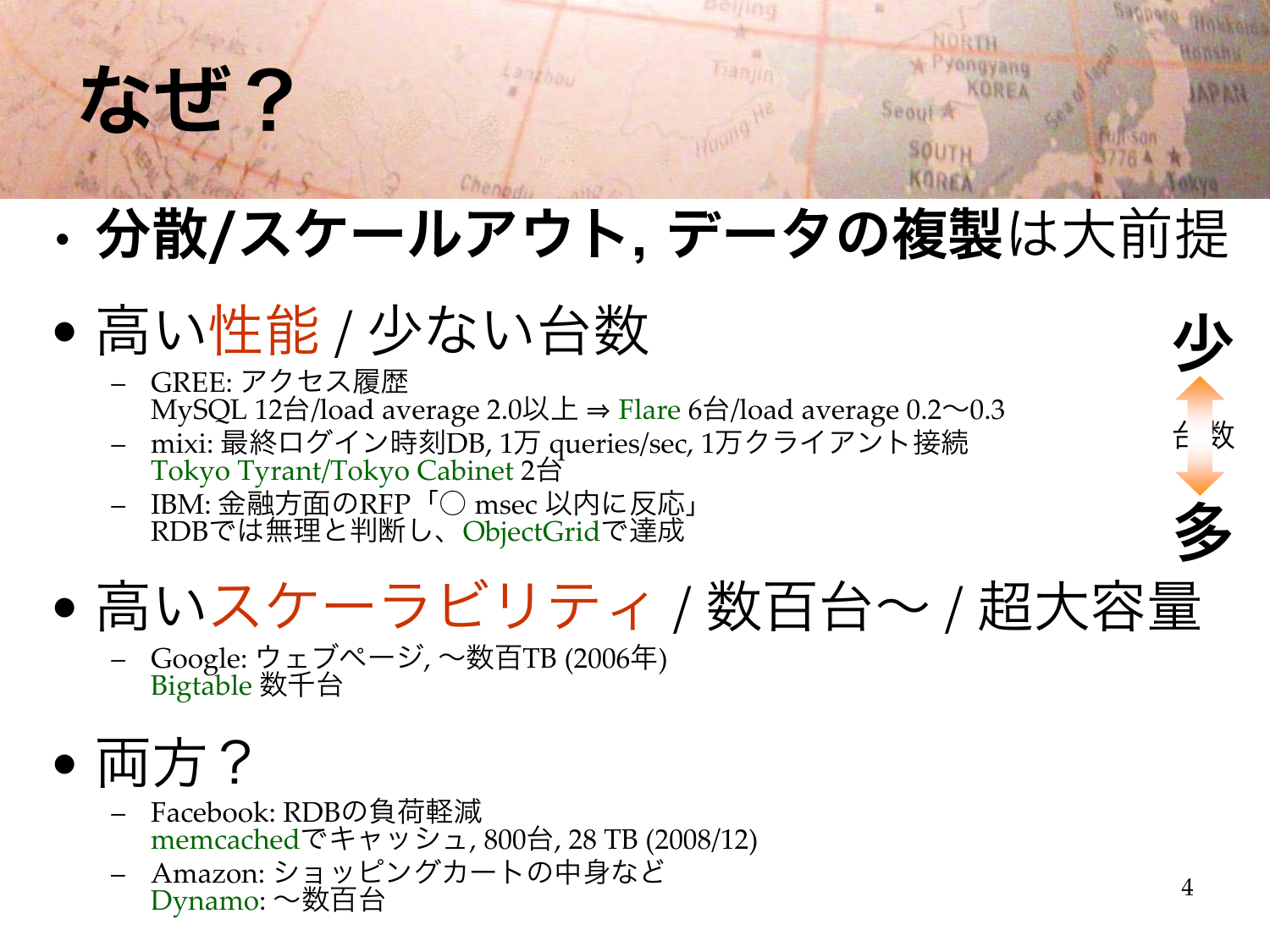# なぜ？

- **分散/スケールアウト, データの複製**は大前提

- 高い性能 / 少ない台数
  - GREE: アクセス履歴
    MySQL 12台/load average 2.0以上 ⇒ Flare 6台/load average 0.2〜0.3
  - mixi: 最終ログイン時刻DB, 1万 queries/sec, 1万クライアント接続
    Tokyo Tyrant/Tokyo Cabinet 2台
  - IBM: 金融方面のRFP「○ msec 以内に反応」
    RDBでは無理と判断し、ObjectGridで達成

- 高いスケーラビリティ / 数百台〜 / 超大容量
  - Google: ウェブページ, 〜数百TB (2006年)
    Bigtable 数千台

- 両方？
  - Facebook: RDBの負荷軽減
    memcachedでキャッシュ, 800台, 28 TB (2008/12)
  - Amazon: ショッピングカートの中身など
    Dynamo: 〜数百台

少 ↔ 台数 ↔ 多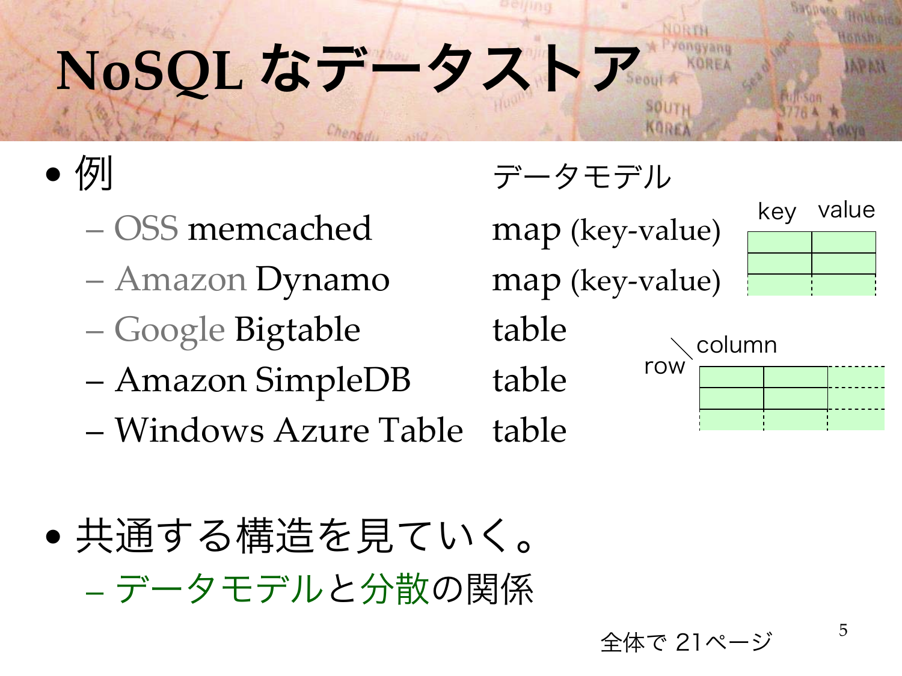# NoSQL なデータストア

- 例

| | データモデル |
|---|---|
| – OSS memcached | map (key-value) |
| – Amazon Dynamo | map (key-value) |
| – Google Bigtable | table |
| – Amazon SimpleDB | table |
| – Windows Azure Table | table |

key value

row column

- 共通する構造を見ていく。
  - データモデルと分散の関係

全体で 21ページ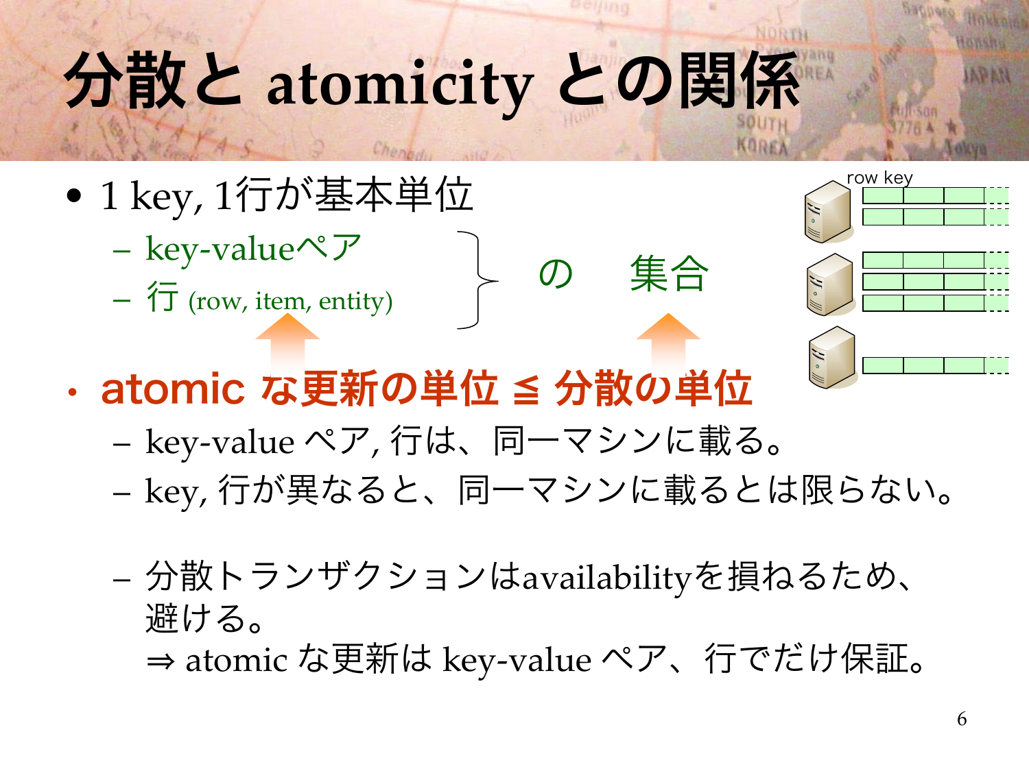# 分散と atomicity との関係

- 1 key, 1行が基本単位
  - key-valueペア
  - 行 (row, item, entity)

  } の　集合

row key

- **atomic な更新の単位 ≦ 分散の単位**
  - key-value ペア, 行は、同一マシンに載る。
  - key, 行が異なると、同一マシンに載るとは限らない。

  - 分散トランザクションはavailabilityを損ねるため、避ける。
    ⇒ atomic な更新は key-value ペア、行でだけ保証。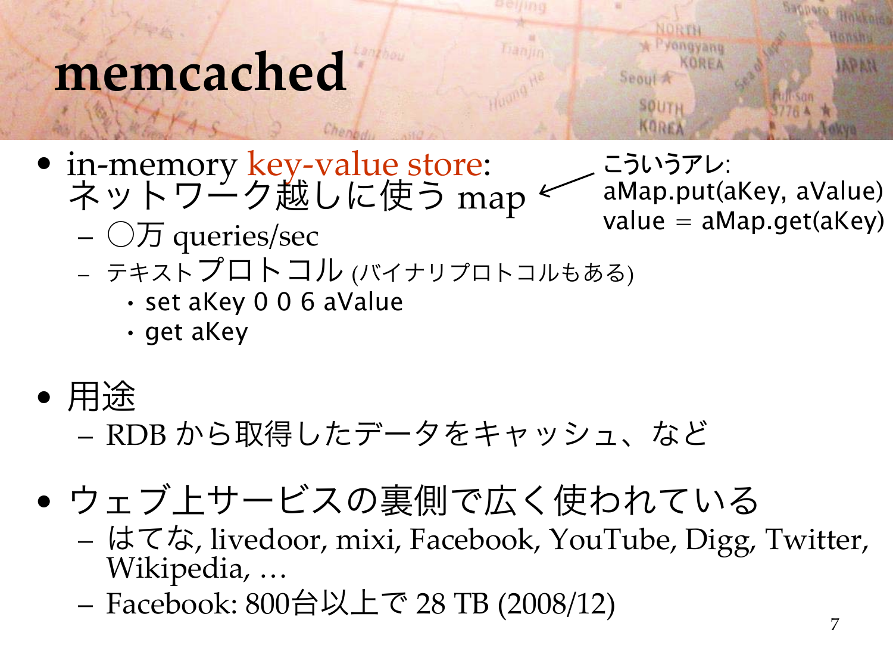# memcached

- in-memory key-value store: ネットワーク越しに使う map ← こういうアレ: aMap.put(aKey, aValue) value = aMap.get(aKey)
  - ○万 queries/sec
  - テキストプロトコル (バイナリプロトコルもある)
    - set aKey 0 0 6 aValue
    - get aKey

- 用途
  - RDB から取得したデータをキャッシュ、など

- ウェブ上サービスの裏側で広く使われている
  - はてな, livedoor, mixi, Facebook, YouTube, Digg, Twitter, Wikipedia, …
  - Facebook: 800台以上で 28 TB (2008/12)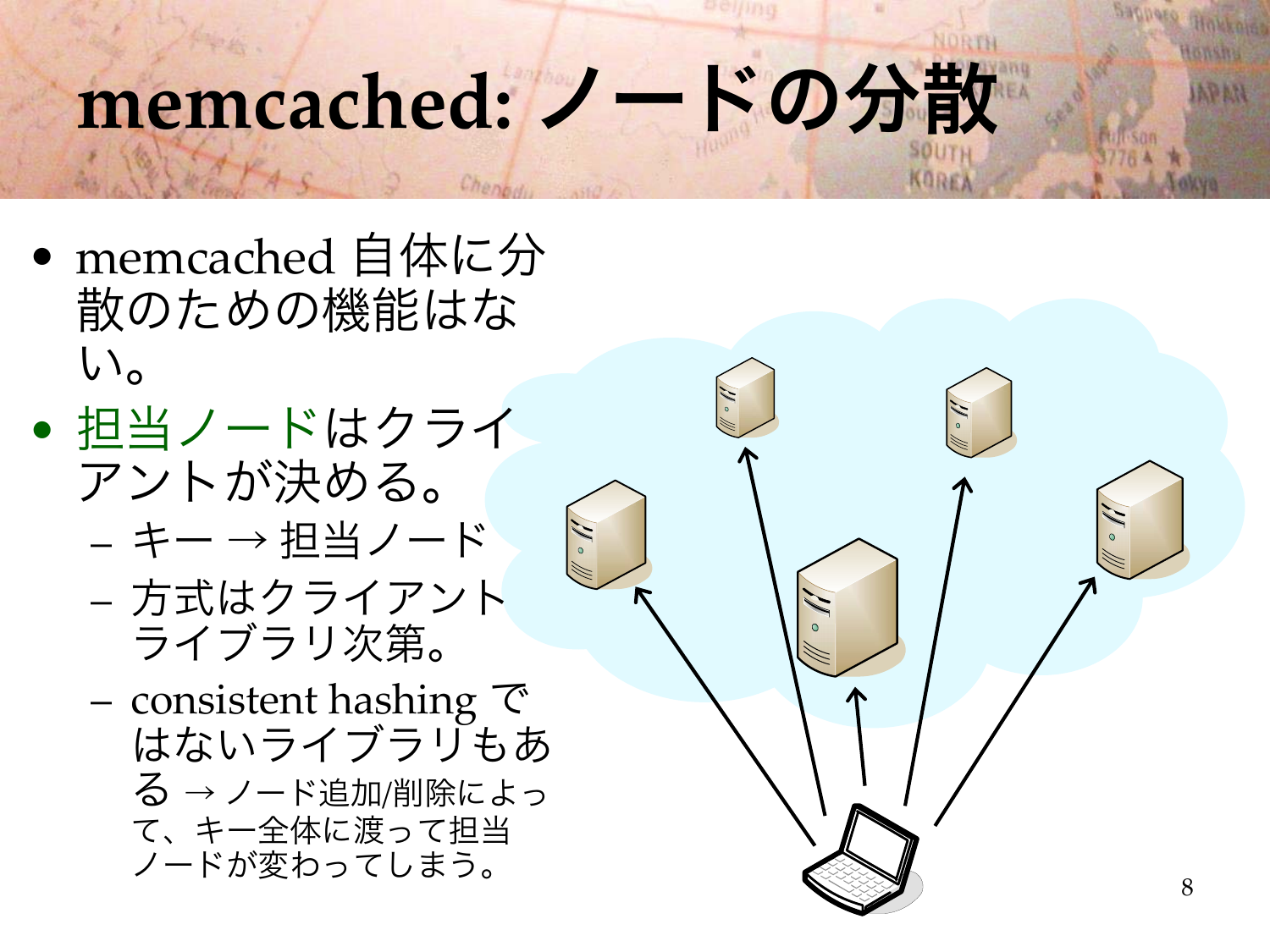# memcached: ノードの分散

- memcached 自体に分散のための機能はない。
- 担当ノードはクライアントが決める。
  - キー → 担当ノード
  - 方式はクライアントライブラリ次第。
  - consistent hashing ではないライブラリもある → ノード追加/削除によって、キー全体に渡って担当ノードが変わってしまう。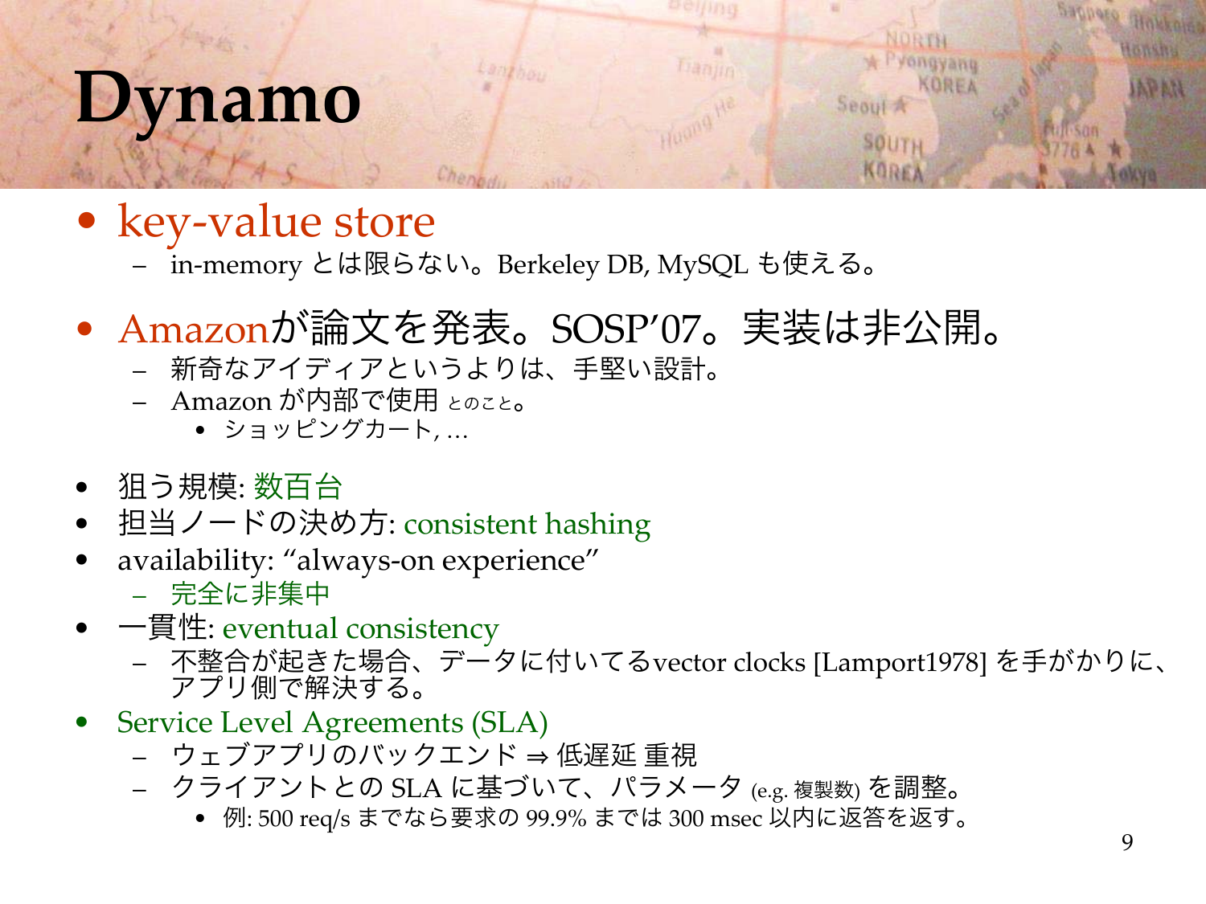# Dynamo

- key-value store
  - in-memory とは限らない。Berkeley DB, MySQL も使える。
- Amazonが論文を発表。SOSP'07。実装は非公開。
  - 新奇なアイディアというよりは、手堅い設計。
  - Amazon が内部で使用 とのこと。
    - ショッピングカート, …
- 狙う規模: 数百台
- 担当ノードの決め方: consistent hashing
- availability: "always-on experience"
  - 完全に非集中
- 一貫性: eventual consistency
  - 不整合が起きた場合、データに付いてるvector clocks [Lamport1978] を手がかりに、アプリ側で解決する。
- Service Level Agreements (SLA)
  - ウェブアプリのバックエンド ⇒ 低遅延 重視
  - クライアントとの SLA に基づいて、パラメータ (e.g. 複製数) を調整。
    - 例: 500 req/s までなら要求の 99.9% までは 300 msec 以内に返答を返す。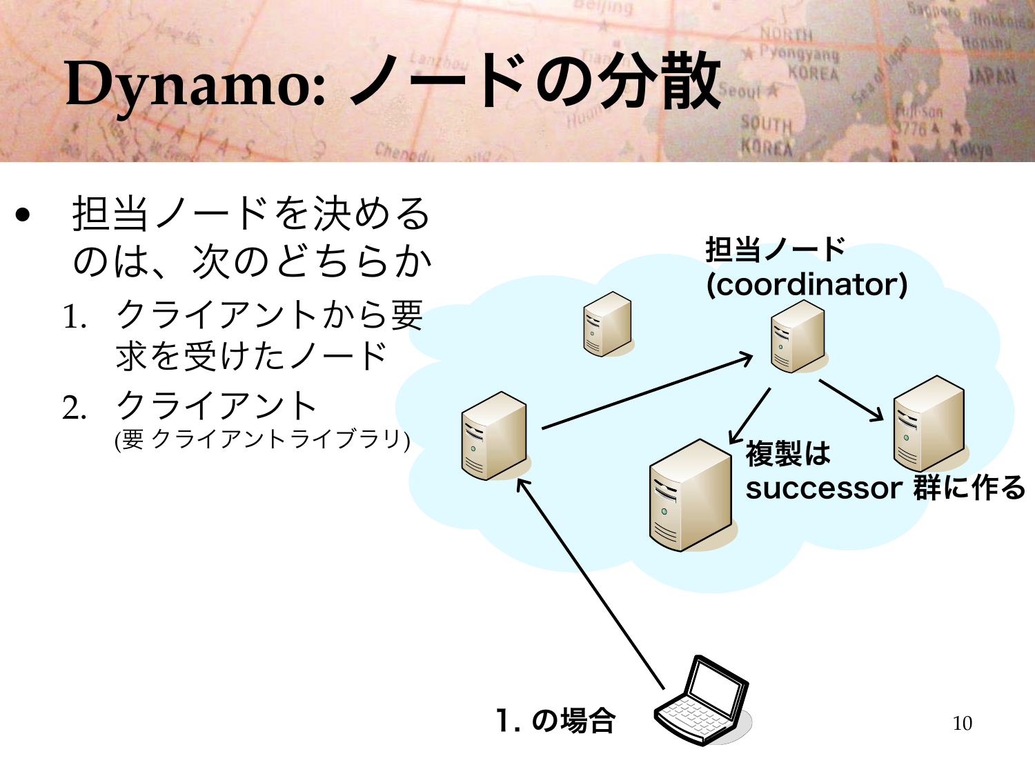# Dynamo: ノードの分散

- 担当ノードを決めるのは、次のどちらか
  1. クライアントから要求を受けたノード
  2. クライアント (要 クライアントライブラリ)

担当ノード (coordinator)

複製は successor 群に作る

1. の場合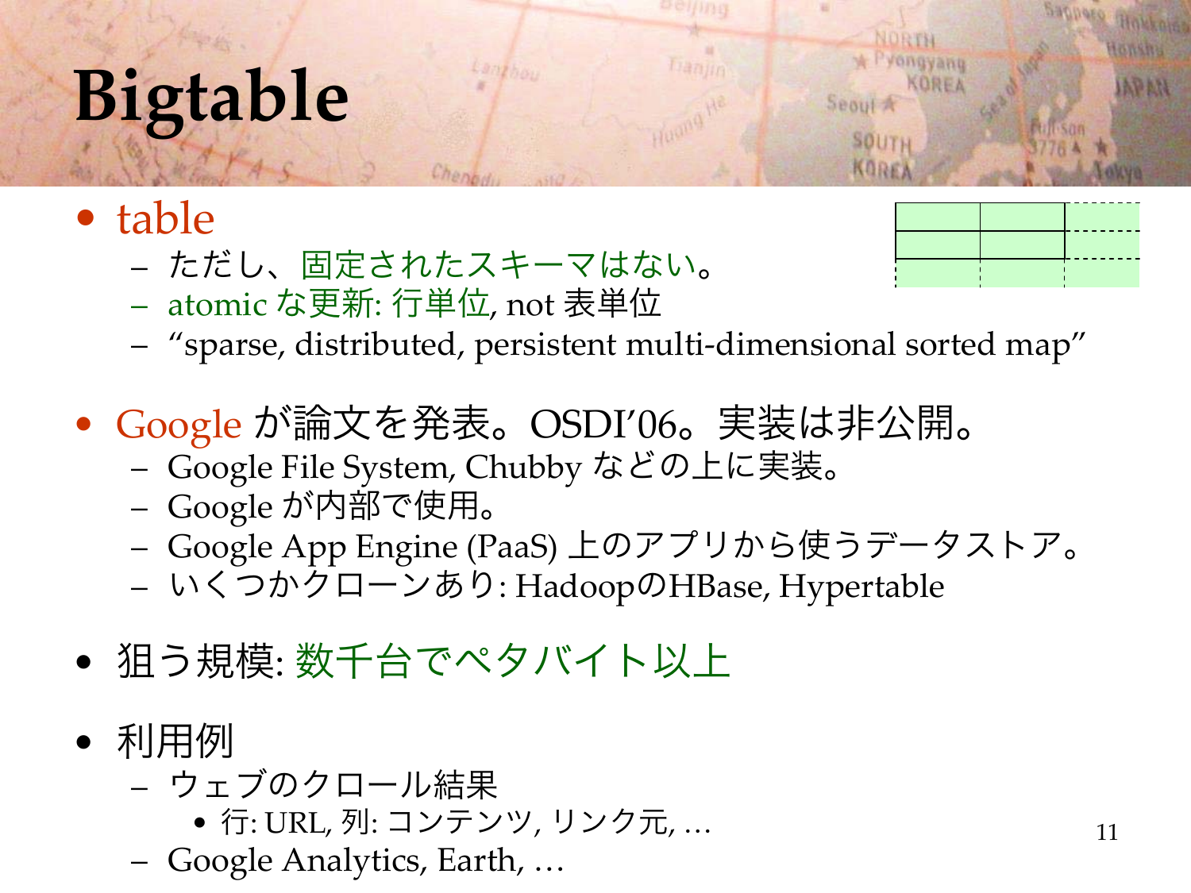# Bigtable

- table
  - ただし、固定されたスキーマはない。
  - atomic な更新: 行単位, not 表単位
  - “sparse, distributed, persistent multi-dimensional sorted map”

- Google が論文を発表。OSDI’06。実装は非公開。
  - Google File System, Chubby などの上に実装。
  - Google が内部で使用。
  - Google App Engine (PaaS) 上のアプリから使うデータストア。
  - いくつかクローンあり: HadoopのHBase, Hypertable

- 狙う規模: 数千台でペタバイト以上

- 利用例
  - ウェブのクロール結果
    - 行: URL, 列: コンテンツ, リンク元, …
  - Google Analytics, Earth, …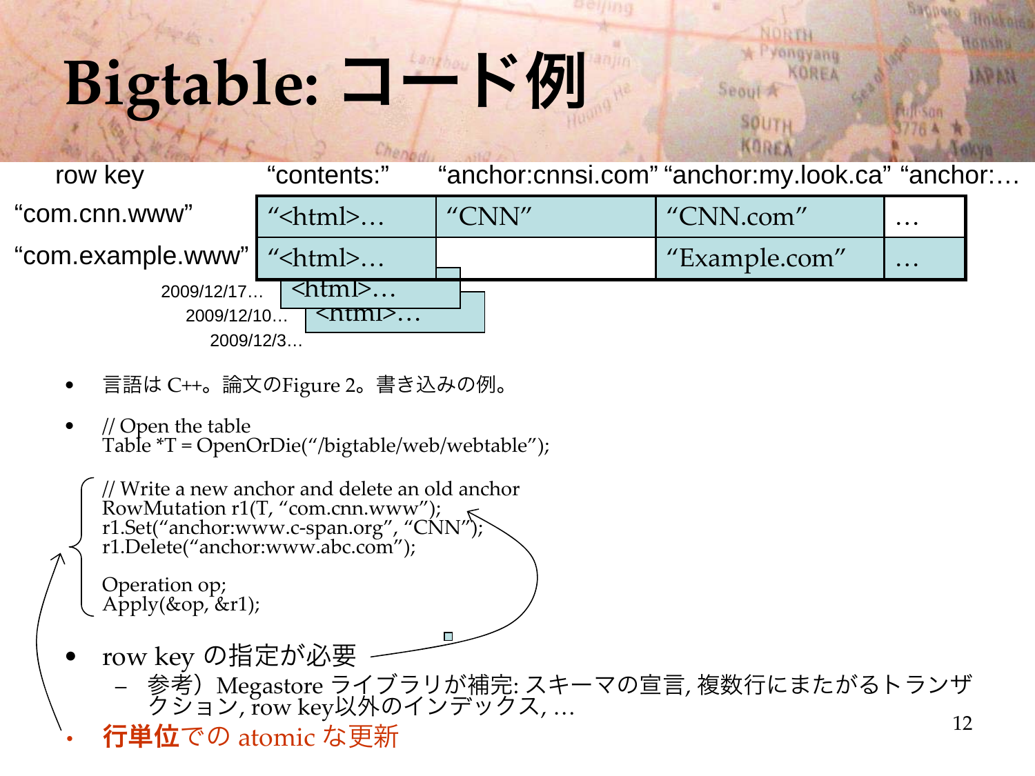# Bigtable: コード例

| row key | "contents:" | "anchor:cnnsi.com" | "anchor:my.look.ca" | "anchor:… |
|---|---|---|---|---|
| "com.cnn.www" | "<html>… | "CNN" | "CNN.com" | … |
| "com.example.www" | "<html>… | | "Example.com" | … |

2009/12/17… <html>…
2009/12/10… <html>…
2009/12/3…

- 言語は C++。論文のFigure 2。書き込みの例。
- 
```
// Open the table
Table *T = OpenOrDie("/bigtable/web/webtable");
```

```
// Write a new anchor and delete an old anchor
RowMutation r1(T, "com.cnn.www");
r1.Set("anchor:www.c-span.org", "CNN");
r1.Delete("anchor:www.abc.com");

Operation op;
Apply(&op, &r1);
```

- row key の指定が必要
  - 参考）Megastore ライブラリが補完: スキーマの宣言, 複数行にまたがるトランザクション, row key以外のインデックス, …
- 行単位での atomic な更新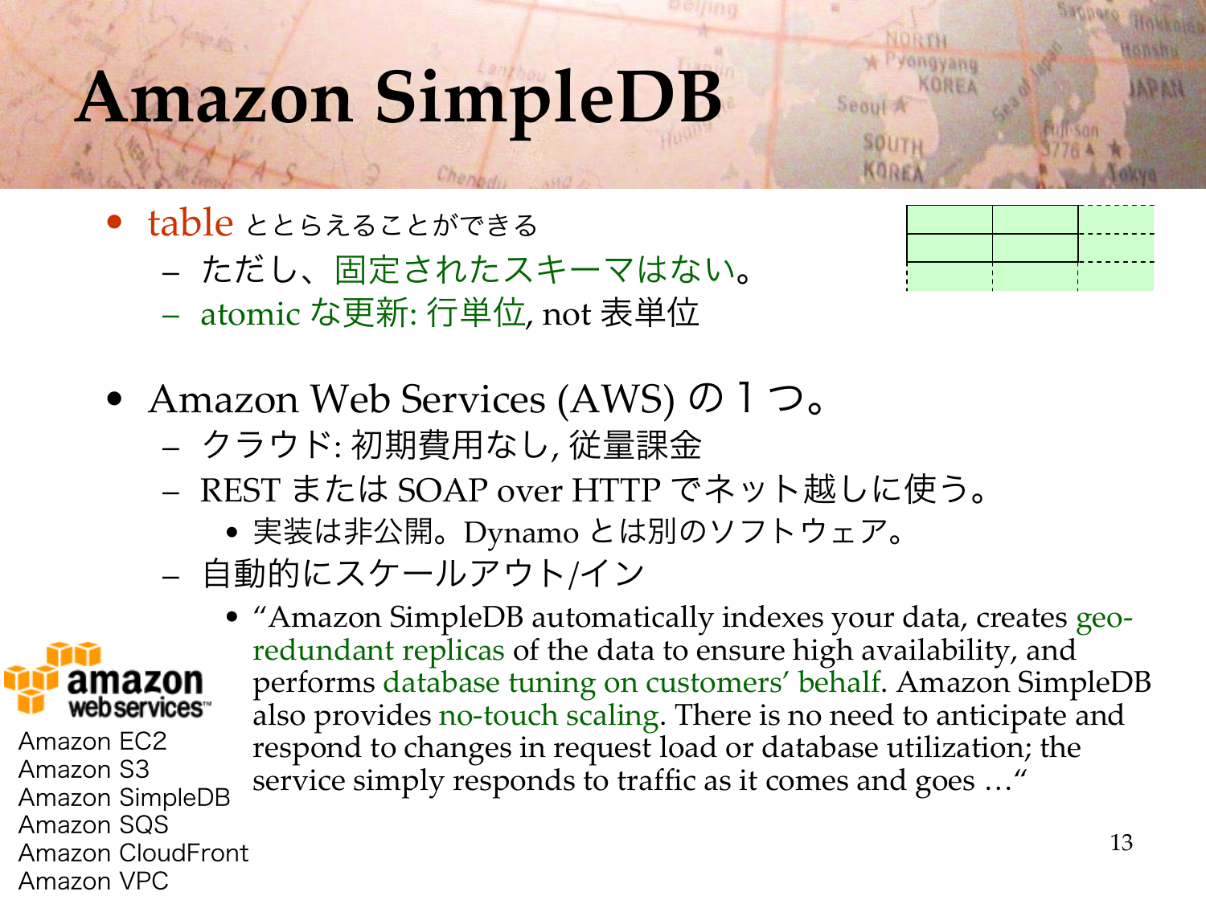# Amazon SimpleDB

- table ととらえることができる
  - ただし、固定されたスキーマはない。
  - atomic な更新: 行単位, not 表単位
- Amazon Web Services (AWS) の１つ。
  - クラウド: 初期費用なし, 従量課金
  - REST または SOAP over HTTP でネット越しに使う。
    - 実装は非公開。Dynamo とは別のソフトウェア。
  - 自動的にスケールアウト/イン
    - "Amazon SimpleDB automatically indexes your data, creates geo-redundant replicas of the data to ensure high availability, and performs database tuning on customers' behalf. Amazon SimpleDB also provides no-touch scaling. There is no need to anticipate and respond to changes in request load or database utilization; the service simply responds to traffic as it comes and goes …"

amazon webservices

Amazon EC2
Amazon S3
Amazon SimpleDB
Amazon SQS
Amazon CloudFront
Amazon VPC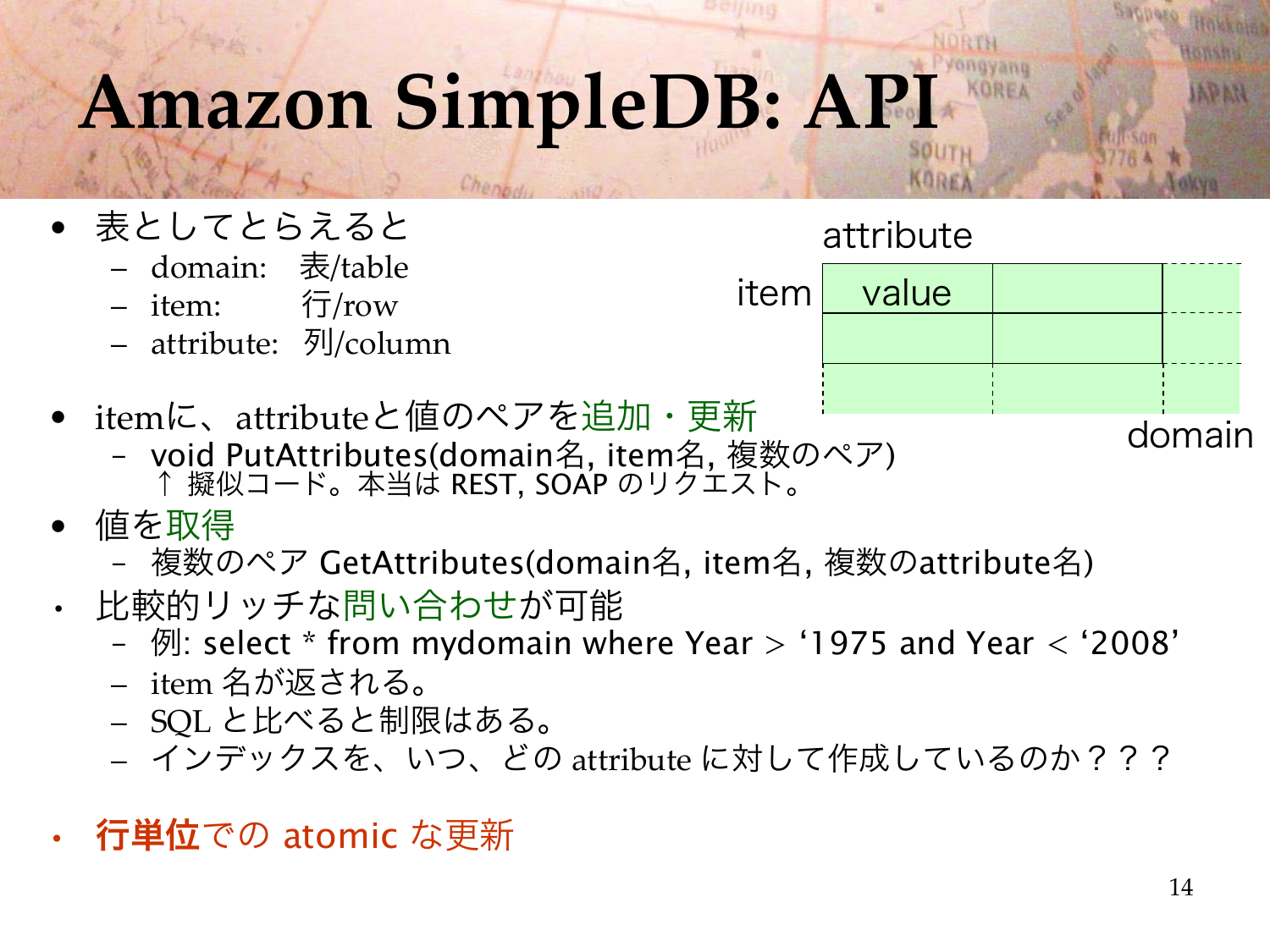# Amazon SimpleDB: API

- 表としてとらえると
  - domain: 表/table
  - item: 行/row
  - attribute: 列/column

attribute

item | value

domain

- itemに、attributeと値のペアを追加・更新
  - void PutAttributes(domain名, item名, 複数のペア)
    ↑ 擬似コード。本当は REST, SOAP のリクエスト。
- 値を取得
  - 複数のペア GetAttributes(domain名, item名, 複数のattribute名)
- 比較的リッチな問い合わせが可能
  - 例: select * from mydomain where Year > '1975 and Year < '2008'
  - item 名が返される。
  - SQL と比べると制限はある。
  - インデックスを、いつ、どの attribute に対して作成しているのか？？？
- **行単位**での atomic な更新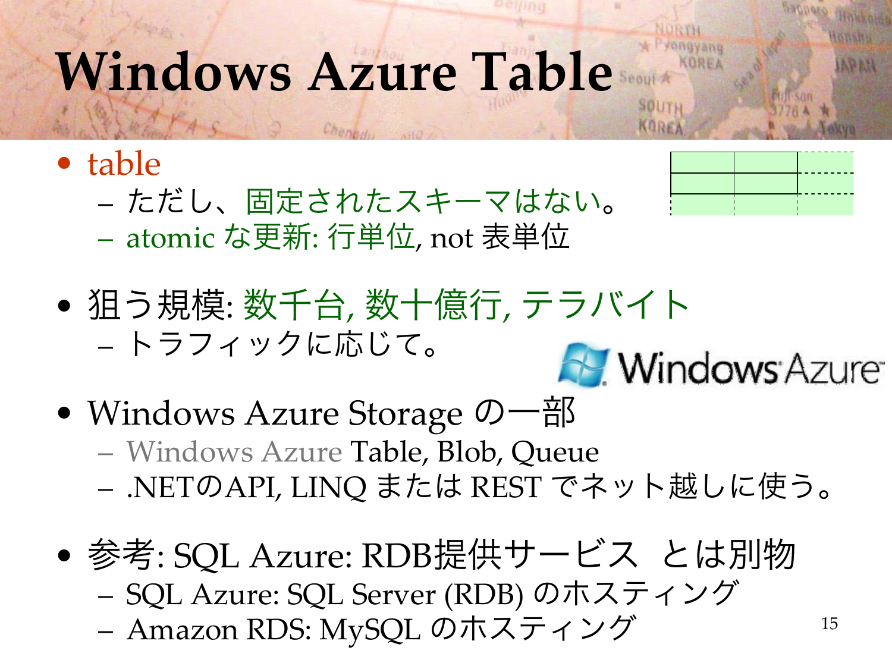# Windows Azure Table

- table
  - ただし、固定されたスキーマはない。
  - atomic な更新: 行単位, not 表単位

- 狙う規模: 数千台, 数十億行, テラバイト
  - トラフィックに応じて。

- Windows Azure Storage の一部
  - Windows Azure Table, Blob, Queue
  - .NETのAPI, LINQ または REST でネット越しに使う。

- 参考: SQL Azure: RDB提供サービス とは別物
  - SQL Azure: SQL Server (RDB) のホスティング
  - Amazon RDS: MySQL のホスティング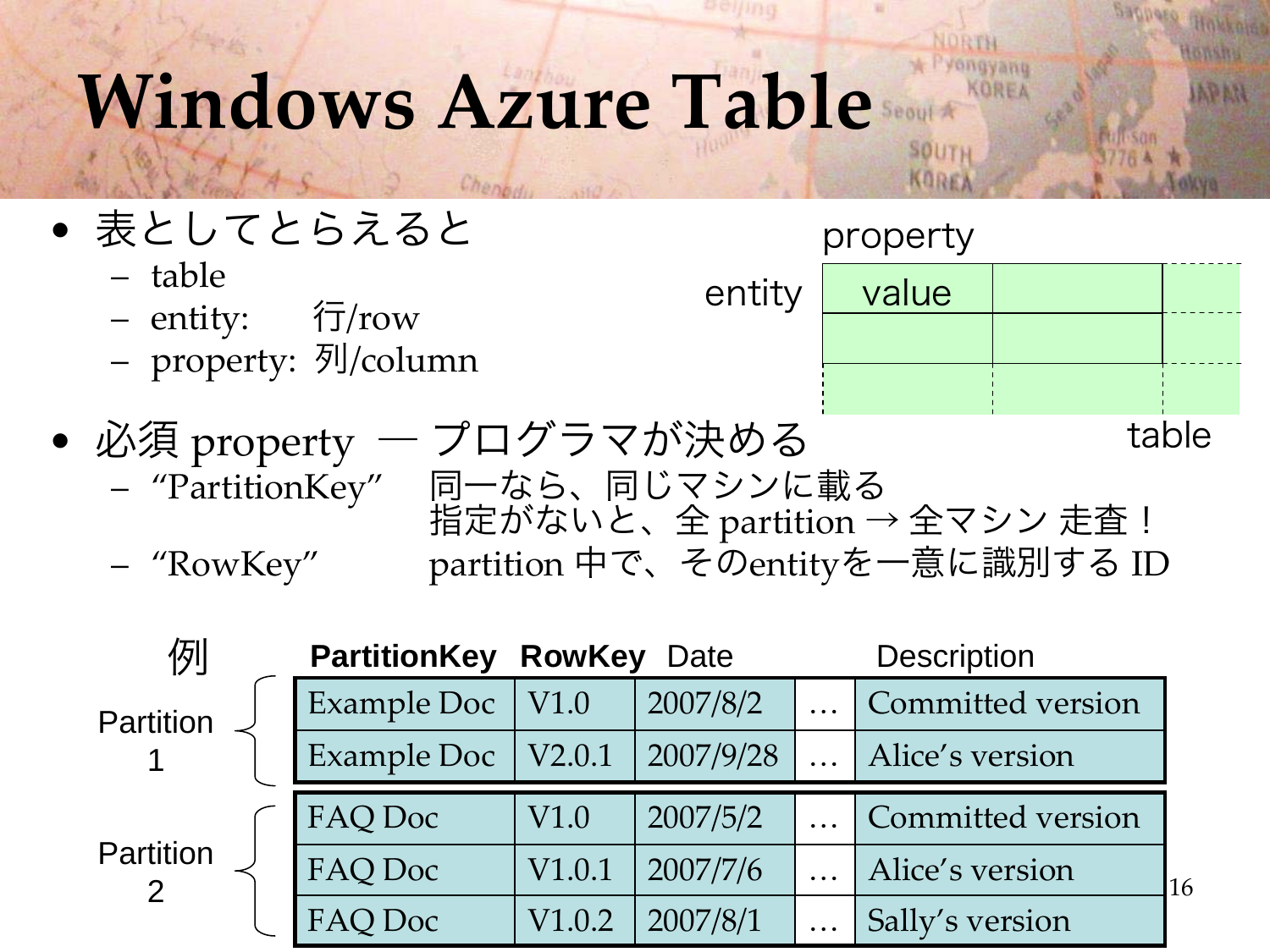# Windows Azure Table

- 表としてとらえると
  - table
  - entity:　　行/row
  - property:  列/column

property

entity

| value | | |
|---|---|---|
| | | |
| | | |

table

- 必須 property　— プログラマが決める
  - “PartitionKey”　同一なら、同じマシンに載る
    指定がないと、全 partition → 全マシン 走査！
  - “RowKey”　　partition 中で、そのentityを一意に識別する ID

例

| | PartitionKey | RowKey | Date | | Description |
|---|---|---|---|---|---|
| Partition 1 | Example Doc | V1.0 | 2007/8/2 | … | Committed version |
| | Example Doc | V2.0.1 | 2007/9/28 | … | Alice’s version |
| Partition 2 | FAQ Doc | V1.0 | 2007/5/2 | … | Committed version |
| | FAQ Doc | V1.0.1 | 2007/7/6 | … | Alice’s version |
| | FAQ Doc | V1.0.2 | 2007/8/1 | … | Sally’s version |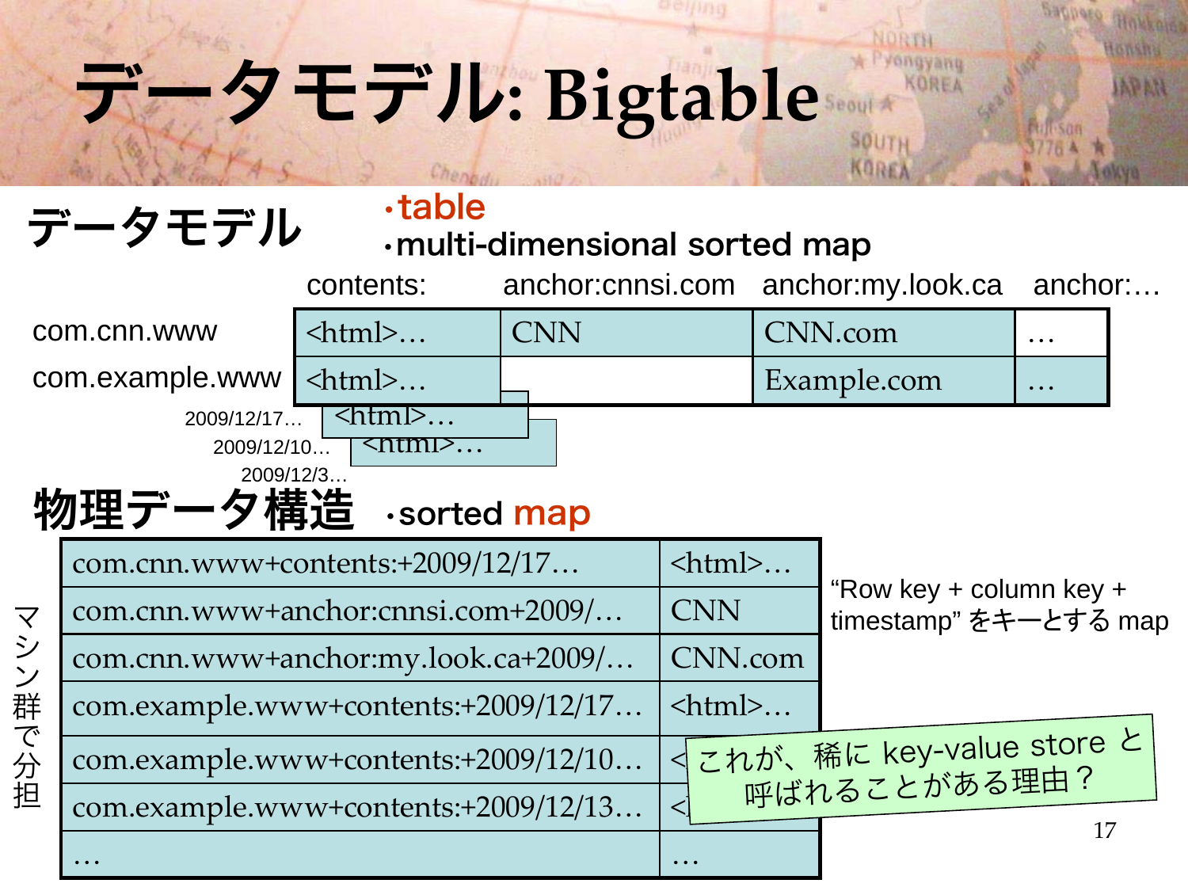# データモデル: Bigtable

## データモデル

- table
- multi-dimensional sorted map

| | contents: | anchor:cnnsi.com | anchor:my.look.ca | anchor:… |
|---|---|---|---|---|
| com.cnn.www | <html>… | CNN | CNN.com | … |
| com.example.www | <html>… | | Example.com | … |

2009/12/17… <html>…
2009/12/10… <html>…
2009/12/3…

## 物理データ構造

- sorted map

マシン群で分担

| | |
|---|---|
| com.cnn.www+contents:+2009/12/17… | <html>… |
| com.cnn.www+anchor:cnnsi.com+2009/… | CNN |
| com.cnn.www+anchor:my.look.ca+2009/… | CNN.com |
| com.example.www+contents:+2009/12/17… | <html>… |
| com.example.www+contents:+2009/12/10… | <… |
| com.example.www+contents:+2009/12/13… | <… |
| … | … |

"Row key + column key + timestamp" をキーとする map

これが、稀に key-value store と呼ばれることがある理由？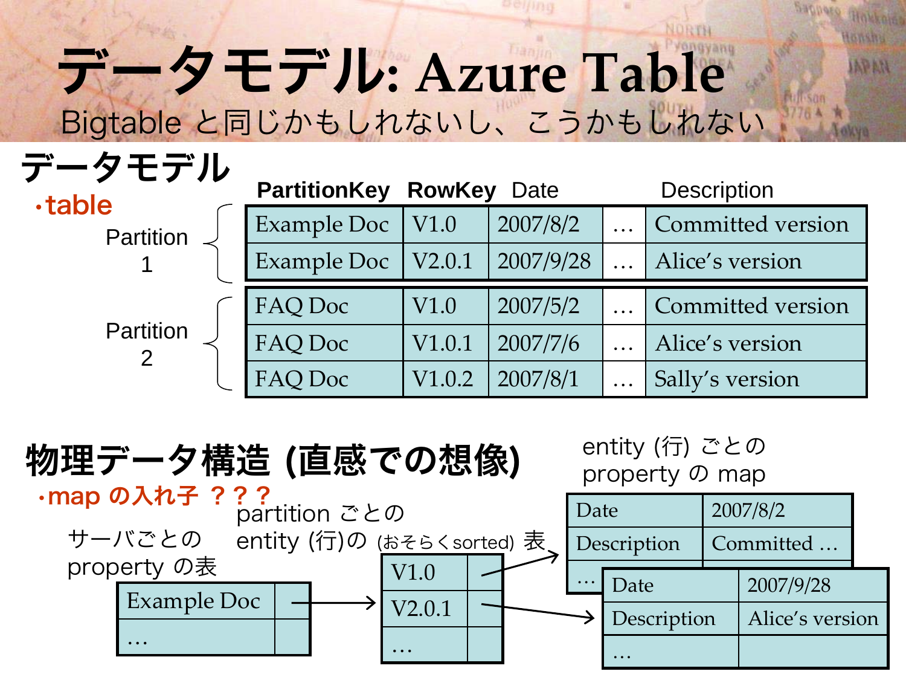# データモデル: Azure Table

Bigtable と同じかもしれないし、こうかもしれない

## データモデル

- table

| | PartitionKey | RowKey | Date | | Description |
|---|---|---|---|---|---|
| Partition 1 | Example Doc | V1.0 | 2007/8/2 | … | Committed version |
| | Example Doc | V2.0.1 | 2007/9/28 | … | Alice's version |
| Partition 2 | FAQ Doc | V1.0 | 2007/5/2 | … | Committed version |
| | FAQ Doc | V1.0.1 | 2007/7/6 | … | Alice's version |
| | FAQ Doc | V1.0.2 | 2007/8/1 | … | Sally's version |

## 物理データ構造 (直感での想像)

- map の入れ子 ？？？

サーバごとの property の表

| | |
|---|---|
| Example Doc | → |
| … | |

partition ごとの entity (行)の (おそらくsorted) 表

| | |
|---|---|
| V1.0 | → |
| V2.0.1 | → |
| … | |

entity (行) ごとの property の map

| | |
|---|---|
| Date | 2007/8/2 |
| Description | Committed … |
| … | |

| | |
|---|---|
| Date | 2007/9/28 |
| Description | Alice's version |
| … | |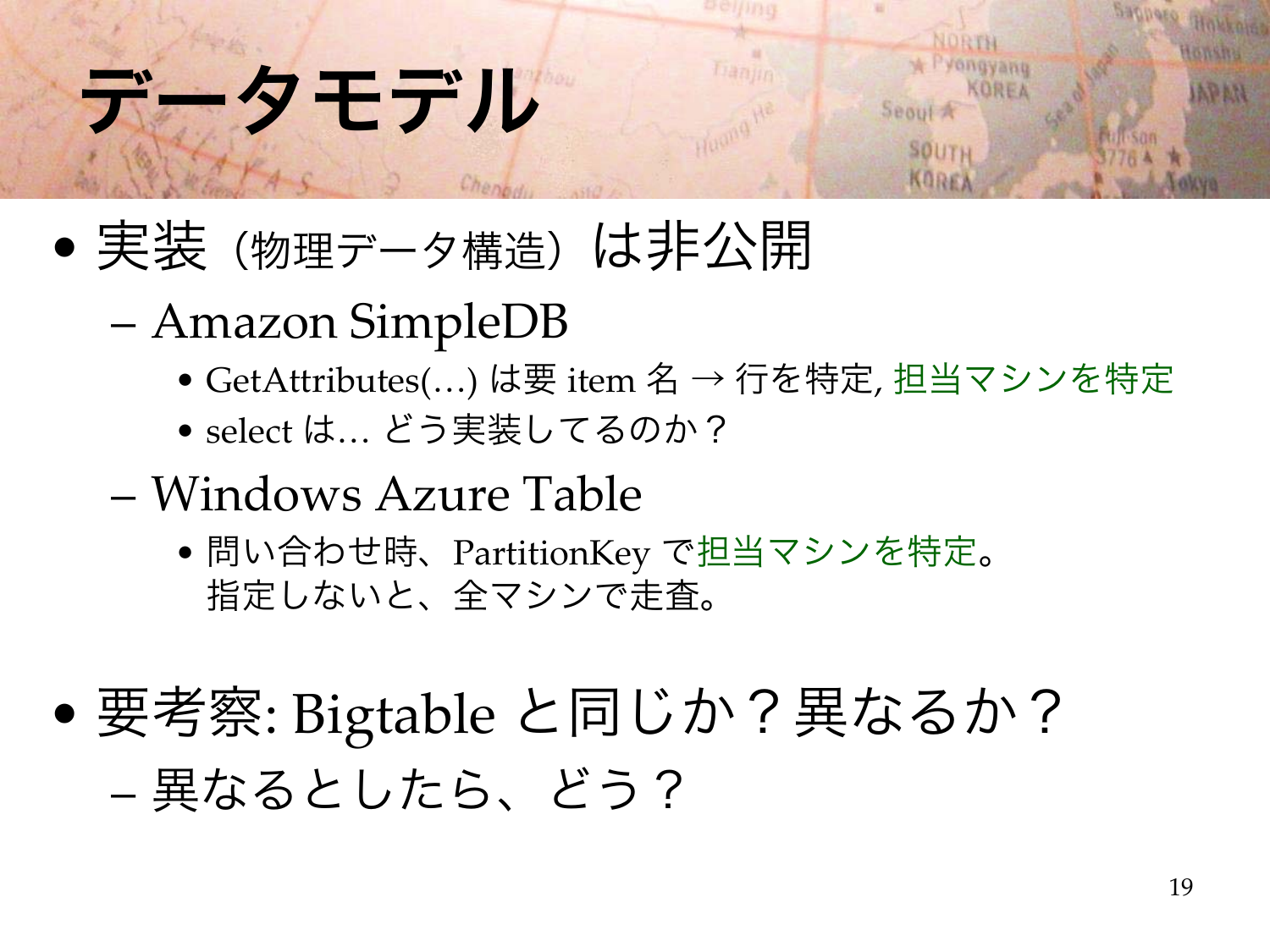# データモデル

- 実装（物理データ構造）は非公開
  - Amazon SimpleDB
    - GetAttributes(…) は要 item 名 → 行を特定, 担当マシンを特定
    - select は… どう実装してるのか？
  - Windows Azure Table
    - 問い合わせ時、PartitionKey で担当マシンを特定。
      指定しないと、全マシンで走査。

- 要考察: Bigtable と同じか？異なるか？
  - 異なるとしたら、どう？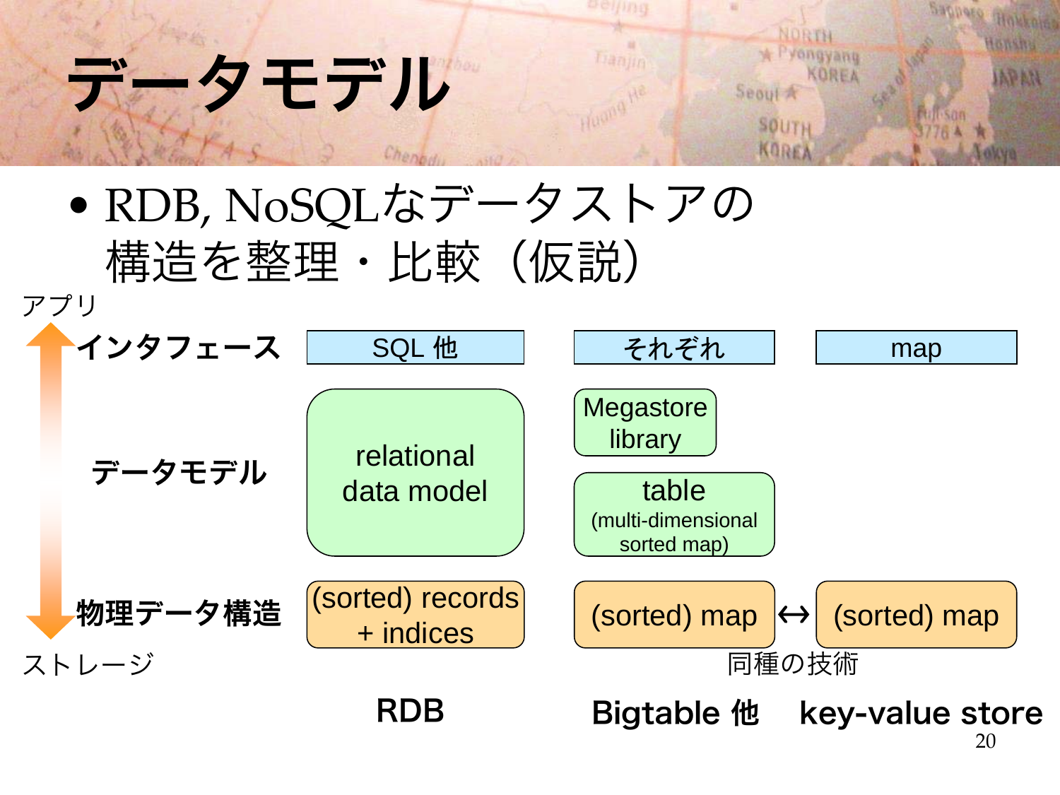# データモデル

- RDB, NoSQLなデータストアの構造を整理・比較（仮説）

アプリ ↕ ストレージ

| | RDB | Bigtable 他 | key-value store |
|---|---|---|---|
| インタフェース | SQL 他 | それぞれ | map |
| データモデル | relational data model | Megastore library<br>table (multi-dimensional sorted map) | |
| 物理データ構造 | (sorted) records + indices | (sorted) map | ↔ (sorted) map |

同種の技術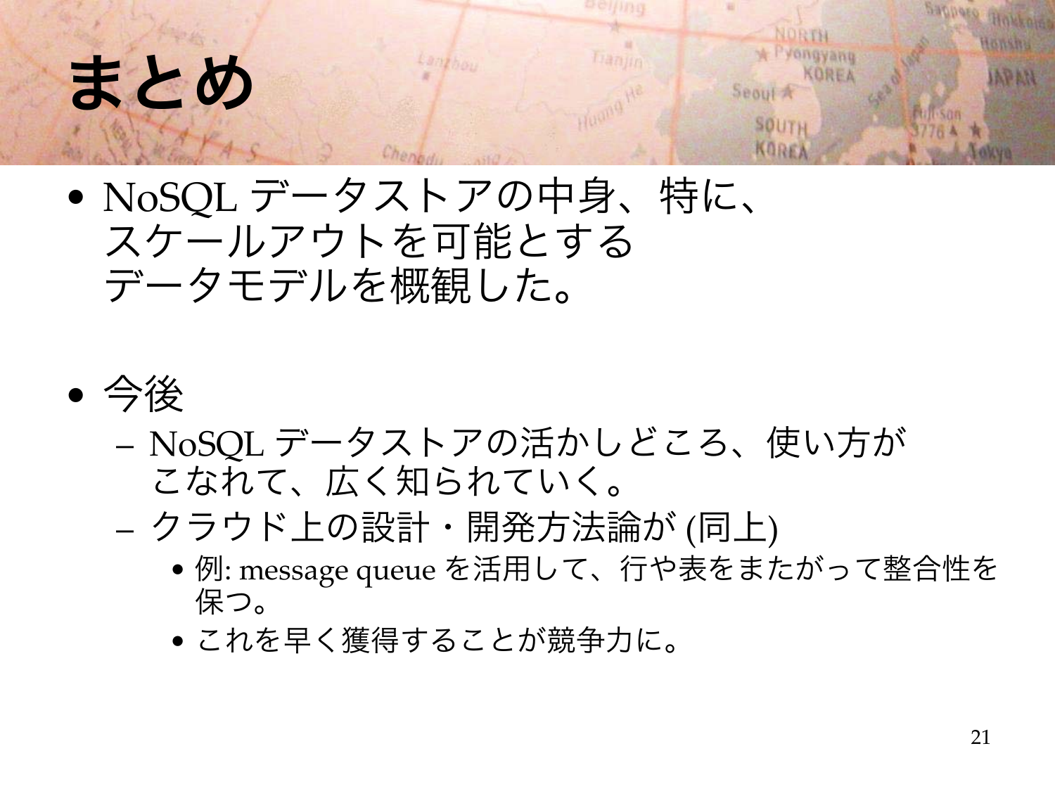# まとめ

- NoSQL データストアの中身、特に、スケールアウトを可能とするデータモデルを概観した。

- 今後
  - NoSQL データストアの活かしどころ、使い方がこなれて、広く知られていく。
  - クラウド上の設計・開発方法論が (同上)
    - 例: message queue を活用して、行や表をまたがって整合性を保つ。
    - これを早く獲得することが競争力に。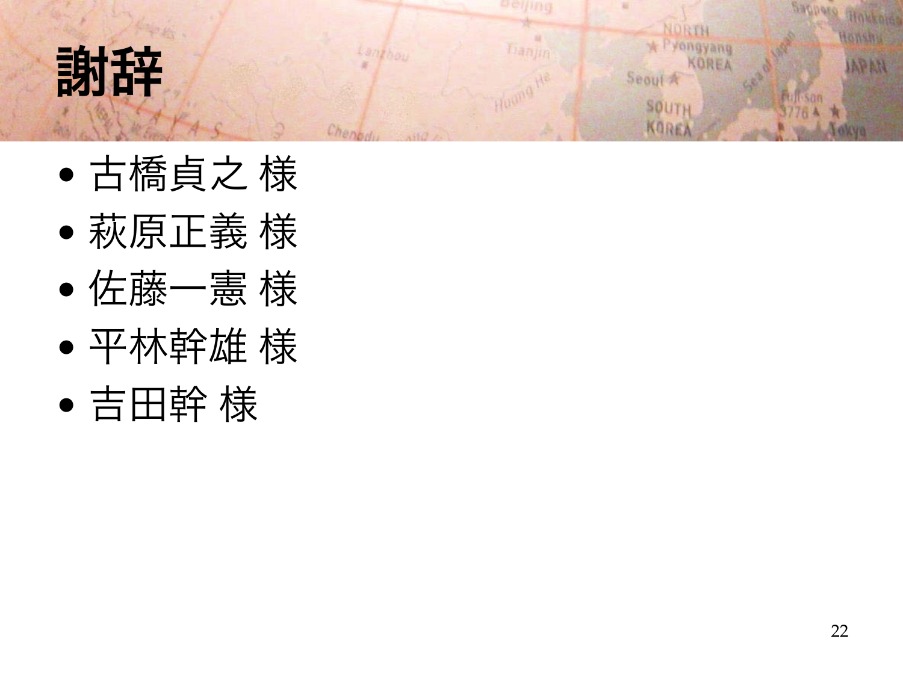# 謝辞

- 古橋貞之 様
- 萩原正義 様
- 佐藤一憲 様
- 平林幹雄 様
- 吉田幹 様